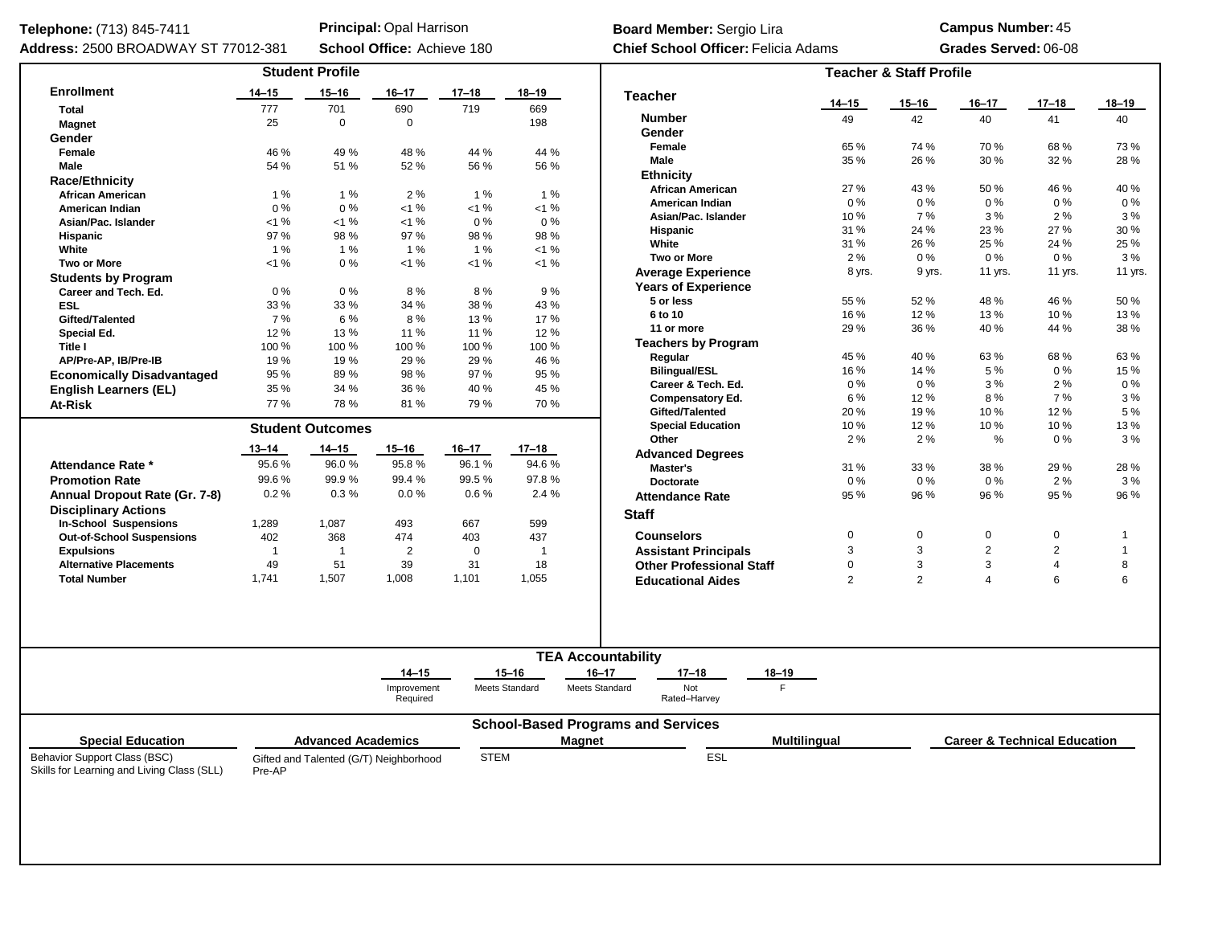**Telephone:** (713) 845-7411
**Address:** 2500 BROADWAY ST 77012-381

**Principal:** Opal Harrison
**School Office:** Achieve 180

**Board Member:** Sergio Lira
**Chief School Officer:** Felicia Adams

**Campus Number:** 45
**Grades Served:** 06-08

## Student Profile

| Enrollment | 14–15 | 15–16 | 16–17 | 17–18 | 18–19 |
|---|---|---|---|---|---|
| Total | 777 | 701 | 690 | 719 | 669 |
| Magnet | 25 | 0 | 0 | | 198 |
| **Gender** | | | | | |
| Female | 46 % | 49 % | 48 % | 44 % | 44 % |
| Male | 54 % | 51 % | 52 % | 56 % | 56 % |
| **Race/Ethnicity** | | | | | |
| African American | 1 % | 1 % | 2 % | 1 % | 1 % |
| American Indian | 0 % | 0 % | <1 % | <1 % | <1 % |
| Asian/Pac. Islander | <1 % | <1 % | <1 % | 0 % | 0 % |
| Hispanic | 97 % | 98 % | 97 % | 98 % | 98 % |
| White | 1 % | 1 % | 1 % | 1 % | <1 % |
| Two or More | <1 % | 0 % | <1 % | <1 % | <1 % |
| **Students by Program** | | | | | |
| Career and Tech. Ed. | 0 % | 0 % | 8 % | 8 % | 9 % |
| ESL | 33 % | 33 % | 34 % | 38 % | 43 % |
| Gifted/Talented | 7 % | 6 % | 8 % | 13 % | 17 % |
| Special Ed. | 12 % | 13 % | 11 % | 11 % | 12 % |
| Title I | 100 % | 100 % | 100 % | 100 % | 100 % |
| AP/Pre-AP, IB/Pre-IB | 19 % | 19 % | 29 % | 29 % | 46 % |
| **Economically Disadvantaged** | 95 % | 89 % | 98 % | 97 % | 95 % |
| **English Learners (EL)** | 35 % | 34 % | 36 % | 40 % | 45 % |
| **At-Risk** | 77 % | 78 % | 81 % | 79 % | 70 % |

## Student Outcomes

| | 13–14 | 14–15 | 15–16 | 16–17 | 17–18 |
|---|---|---|---|---|---|
| **Attendance Rate *** | 95.6 % | 96.0 % | 95.8 % | 96.1 % | 94.6 % |
| **Promotion Rate** | 99.6 % | 99.9 % | 99.4 % | 99.5 % | 97.8 % |
| **Annual Dropout Rate (Gr. 7-8)** | 0.2 % | 0.3 % | 0.0 % | 0.6 % | 2.4 % |
| **Disciplinary Actions** | | | | | |
| In-School Suspensions | 1,289 | 1,087 | 493 | 667 | 599 |
| Out-of-School Suspensions | 402 | 368 | 474 | 403 | 437 |
| Expulsions | 1 | 1 | 2 | 0 | 1 |
| Alternative Placements | 49 | 51 | 39 | 31 | 18 |
| Total Number | 1,741 | 1,507 | 1,008 | 1,101 | 1,055 |

## Teacher & Staff Profile

| Teacher | 14–15 | 15–16 | 16–17 | 17–18 | 18–19 |
|---|---|---|---|---|---|
| **Number** | 49 | 42 | 40 | 41 | 40 |
| **Gender** | | | | | |
| Female | 65 % | 74 % | 70 % | 68 % | 73 % |
| Male | 35 % | 26 % | 30 % | 32 % | 28 % |
| **Ethnicity** | | | | | |
| African American | 27 % | 43 % | 50 % | 46 % | 40 % |
| American Indian | 0 % | 0 % | 0 % | 0 % | 0 % |
| Asian/Pac. Islander | 10 % | 7 % | 3 % | 2 % | 3 % |
| Hispanic | 31 % | 24 % | 23 % | 27 % | 30 % |
| White | 31 % | 26 % | 25 % | 24 % | 25 % |
| Two or More | 2 % | 0 % | 0 % | 0 % | 3 % |
| **Average Experience** | 8 yrs. | 9 yrs. | 11 yrs. | 11 yrs. | 11 yrs. |
| **Years of Experience** | | | | | |
| 5 or less | 55 % | 52 % | 48 % | 46 % | 50 % |
| 6 to 10 | 16 % | 12 % | 13 % | 10 % | 13 % |
| 11 or more | 29 % | 36 % | 40 % | 44 % | 38 % |
| **Teachers by Program** | | | | | |
| Regular | 45 % | 40 % | 63 % | 68 % | 63 % |
| Bilingual/ESL | 16 % | 14 % | 5 % | 0 % | 15 % |
| Career & Tech. Ed. | 0 % | 0 % | 3 % | 2 % | 0 % |
| Compensatory Ed. | 6 % | 12 % | 8 % | 7 % | 3 % |
| Gifted/Talented | 20 % | 19 % | 10 % | 12 % | 5 % |
| Special Education | 10 % | 12 % | 10 % | 10 % | 13 % |
| Other | 2 % | 2 % | % | 0 % | 3 % |
| **Advanced Degrees** | | | | | |
| Master's | 31 % | 33 % | 38 % | 29 % | 28 % |
| Doctorate | 0 % | 0 % | 0 % | 2 % | 3 % |
| **Attendance Rate** | 95 % | 96 % | 96 % | 95 % | 96 % |
| **Staff** | | | | | |
| **Counselors** | 0 | 0 | 0 | 0 | 1 |
| **Assistant Principals** | 3 | 3 | 2 | 2 | 1 |
| **Other Professional Staff** | 0 | 3 | 3 | 4 | 8 |
| **Educational Aides** | 2 | 2 | 4 | 6 | 6 |

## TEA Accountability

| 14–15 | 15–16 | 16–17 | 17–18 | 18–19 |
|---|---|---|---|---|
| Improvement Required | Meets Standard | Meets Standard | Not Rated–Harvey | F |

## School-Based Programs and Services

| Special Education | Advanced Academics | Magnet | Multilingual | Career & Technical Education |
|---|---|---|---|---|
| Behavior Support Class (BSC) | Gifted and Talented (G/T) Neighborhood | STEM | ESL | |
| Skills for Learning and Living Class (SLL) | Pre-AP | | | |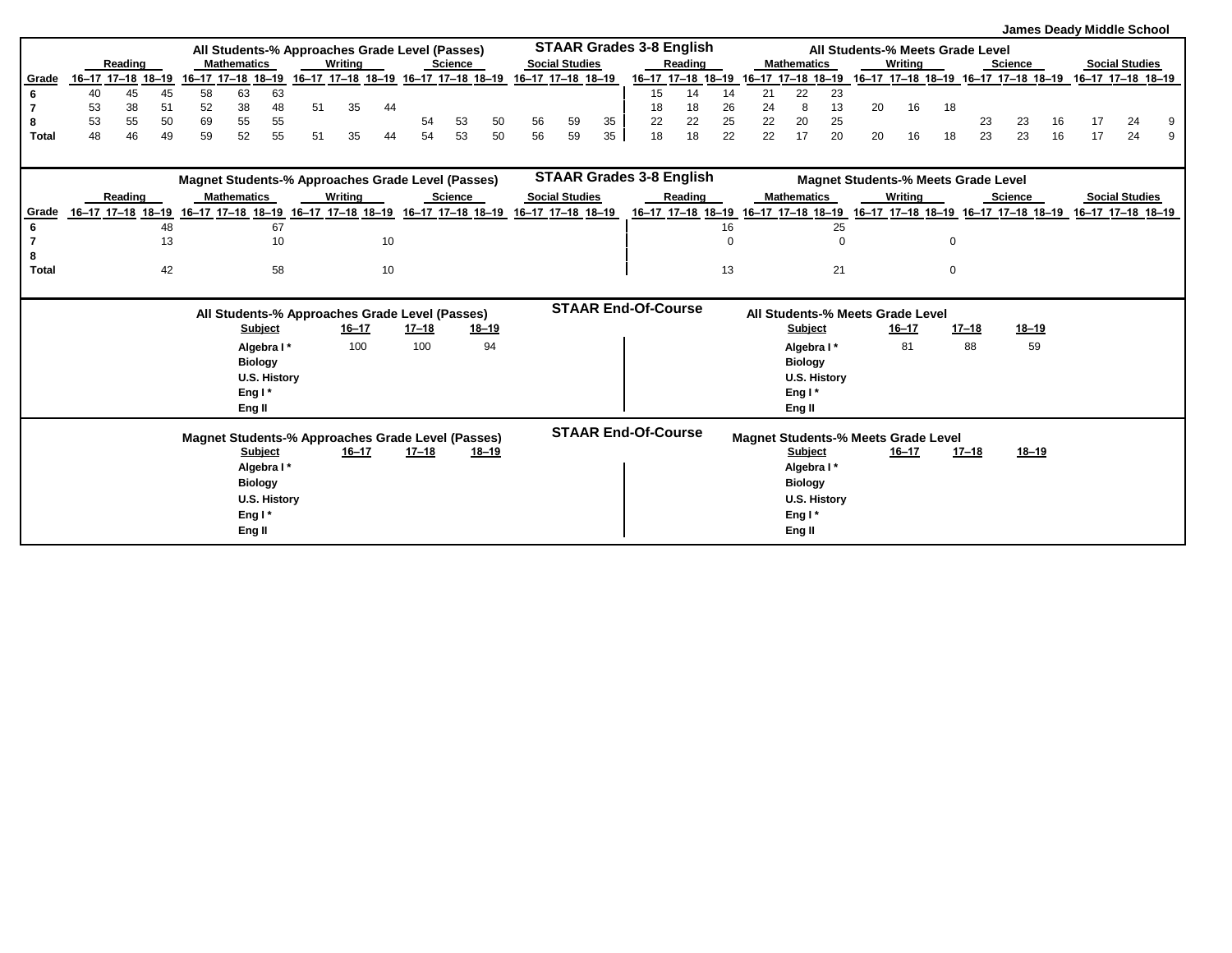James Deady Middle School

## STAAR Grades 3-8 English

### All Students-% Approaches Grade Level (Passes)

| Grade | Reading 16–17 | Reading 17–18 | Reading 18–19 | Mathematics 16–17 | Mathematics 17–18 | Mathematics 18–19 | Writing 16–17 | Writing 17–18 | Writing 18–19 | Science 16–17 | Science 17–18 | Science 18–19 | Social Studies 16–17 | Social Studies 17–18 | Social Studies 18–19 |
|---|---|---|---|---|---|---|---|---|---|---|---|---|---|---|---|
| 6 | 40 | 45 | 45 | 58 | 63 | 63 | | | | | | | | | |
| 7 | 53 | 38 | 51 | 52 | 38 | 48 | 51 | 35 | 44 | | | | | | |
| 8 | 53 | 55 | 50 | 69 | 55 | 55 | | | | 54 | 53 | 50 | 56 | 59 | 35 |
| Total | 48 | 46 | 49 | 59 | 52 | 55 | 51 | 35 | 44 | 54 | 53 | 50 | 56 | 59 | 35 |

### All Students-% Meets Grade Level

| Grade | Reading 16–17 | Reading 17–18 | Reading 18–19 | Mathematics 16–17 | Mathematics 17–18 | Mathematics 18–19 | Writing 16–17 | Writing 17–18 | Writing 18–19 | Science 16–17 | Science 17–18 | Science 18–19 | Social Studies 16–17 | Social Studies 17–18 | Social Studies 18–19 |
|---|---|---|---|---|---|---|---|---|---|---|---|---|---|---|---|
| 6 | 15 | 14 | 14 | 21 | 22 | 23 | | | | | | | | | |
| 7 | 18 | 18 | 26 | 24 | 8 | 13 | 20 | 16 | 18 | | | | | | |
| 8 | 22 | 22 | 25 | 22 | 20 | 25 | | | | 23 | 23 | 16 | 17 | 24 | 9 |
| Total | 18 | 18 | 22 | 22 | 17 | 20 | 20 | 16 | 18 | 23 | 23 | 16 | 17 | 24 | 9 |

## STAAR Grades 3-8 English

### Magnet Students-% Approaches Grade Level (Passes)

| Grade | Reading 16–17 | Reading 17–18 | Reading 18–19 | Mathematics 16–17 | Mathematics 17–18 | Mathematics 18–19 | Writing 16–17 | Writing 17–18 | Writing 18–19 | Science 16–17 | Science 17–18 | Science 18–19 | Social Studies 16–17 | Social Studies 17–18 | Social Studies 18–19 |
|---|---|---|---|---|---|---|---|---|---|---|---|---|---|---|---|
| 6 | | | 48 | | | 67 | | | | | | | | | |
| 7 | | | 13 | | | 10 | | | 10 | | | | | | |
| 8 | | | | | | | | | | | | | | | |
| Total | | | 42 | | | 58 | | | 10 | | | | | | |

### Magnet Students-% Meets Grade Level

| Grade | Reading 16–17 | Reading 17–18 | Reading 18–19 | Mathematics 16–17 | Mathematics 17–18 | Mathematics 18–19 | Writing 16–17 | Writing 17–18 | Writing 18–19 | Science 16–17 | Science 17–18 | Science 18–19 | Social Studies 16–17 | Social Studies 17–18 | Social Studies 18–19 |
|---|---|---|---|---|---|---|---|---|---|---|---|---|---|---|---|
| 6 | | | 16 | | | 25 | | | | | | | | | |
| 7 | | | 0 | | | 0 | | | 0 | | | | | | |
| 8 | | | | | | | | | | | | | | | |
| Total | | | 13 | | | 21 | | | 0 | | | | | | |

## STAAR End-Of-Course

### All Students-% Approaches Grade Level (Passes)

| Subject | 16–17 | 17–18 | 18–19 |
|---|---|---|---|
| Algebra I * | 100 | 100 | 94 |
| Biology | | | |
| U.S. History | | | |
| Eng I * | | | |
| Eng II | | | |

### All Students-% Meets Grade Level

| Subject | 16–17 | 17–18 | 18–19 |
|---|---|---|---|
| Algebra I * | 81 | 88 | 59 |
| Biology | | | |
| U.S. History | | | |
| Eng I * | | | |
| Eng II | | | |

## STAAR End-Of-Course

### Magnet Students-% Approaches Grade Level (Passes)

| Subject | 16–17 | 17–18 | 18–19 |
|---|---|---|---|
| Algebra I * | | | |
| Biology | | | |
| U.S. History | | | |
| Eng I * | | | |
| Eng II | | | |

### Magnet Students-% Meets Grade Level

| Subject | 16–17 | 17–18 | 18–19 |
|---|---|---|---|
| Algebra I * | | | |
| Biology | | | |
| U.S. History | | | |
| Eng I * | | | |
| Eng II | | | |